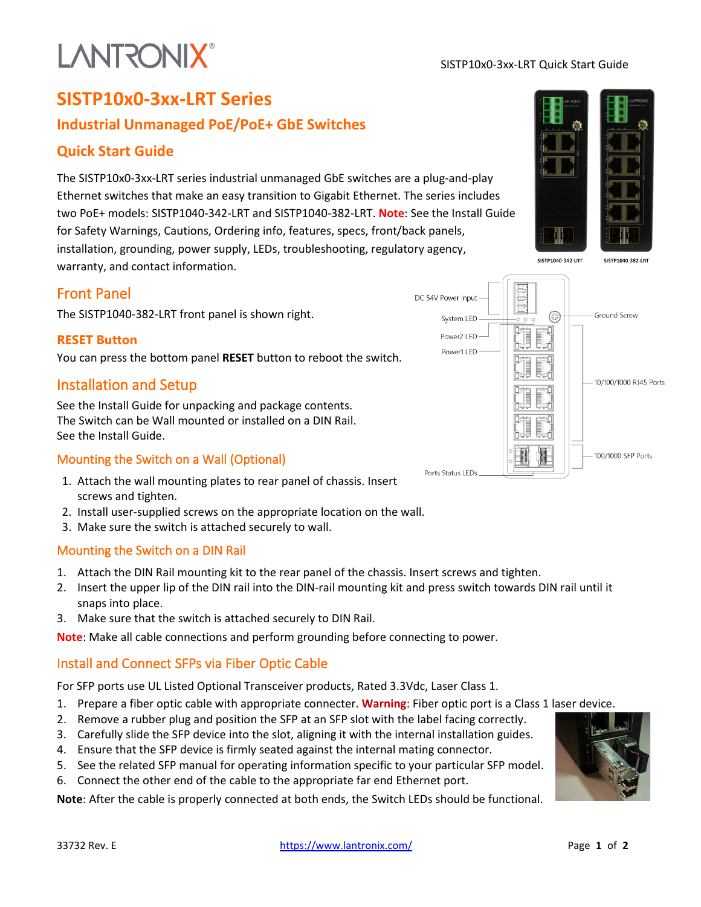# SISTP10x0-3xx-LRT Series

## Industrial Unmanaged PoE/PoE+ GbE Switches

## Quick Start Guide

The SISTP10x0-3xx-LRT series industrial unmanaged GbE switches are a plug-and-play Ethernet switches that make an easy transition to Gigabit Ethernet. The series includes two PoE+ models: SISTP1040-342-LRT and SISTP1040-382-LRT. **Note**: See the Install Guide for Safety Warnings, Cautions, Ordering info, features, specs, front/back panels, installation, grounding, power supply, LEDs, troubleshooting, regulatory agency, warranty, and contact information.

SISTP1040-342-LRT SISTP1040-382-LRT

## Front Panel

The SISTP1040-382-LRT front panel is shown right.

DC 54V Power Input, System LED, Power2 LED, Power1 LED, Ground Screw, 10/100/1000 RJ45 Ports, 100/1000 SFP Ports, Ports Status LEDs

### RESET Button

You can press the bottom panel **RESET** button to reboot the switch.

## Installation and Setup

See the Install Guide for unpacking and package contents.
The Switch can be Wall mounted or installed on a DIN Rail.
See the Install Guide.

### Mounting the Switch on a Wall (Optional)

1. Attach the wall mounting plates to rear panel of chassis. Insert screws and tighten.
2. Install user-supplied screws on the appropriate location on the wall.
3. Make sure the switch is attached securely to wall.

### Mounting the Switch on a DIN Rail

1. Attach the DIN Rail mounting kit to the rear panel of the chassis. Insert screws and tighten.
2. Insert the upper lip of the DIN rail into the DIN-rail mounting kit and press switch towards DIN rail until it snaps into place.
3. Make sure that the switch is attached securely to DIN Rail.

**Note**: Make all cable connections and perform grounding before connecting to power.

## Install and Connect SFPs via Fiber Optic Cable

For SFP ports use UL Listed Optional Transceiver products, Rated 3.3Vdc, Laser Class 1.

1. Prepare a fiber optic cable with appropriate connecter. **Warning**: Fiber optic port is a Class 1 laser device.
2. Remove a rubber plug and position the SFP at an SFP slot with the label facing correctly.
3. Carefully slide the SFP device into the slot, aligning it with the internal installation guides.
4. Ensure that the SFP device is firmly seated against the internal mating connector.
5. See the related SFP manual for operating information specific to your particular SFP model.
6. Connect the other end of the cable to the appropriate far end Ethernet port.

**Note**: After the cable is properly connected at both ends, the Switch LEDs should be functional.

33732 Rev. E https://www.lantronix.com/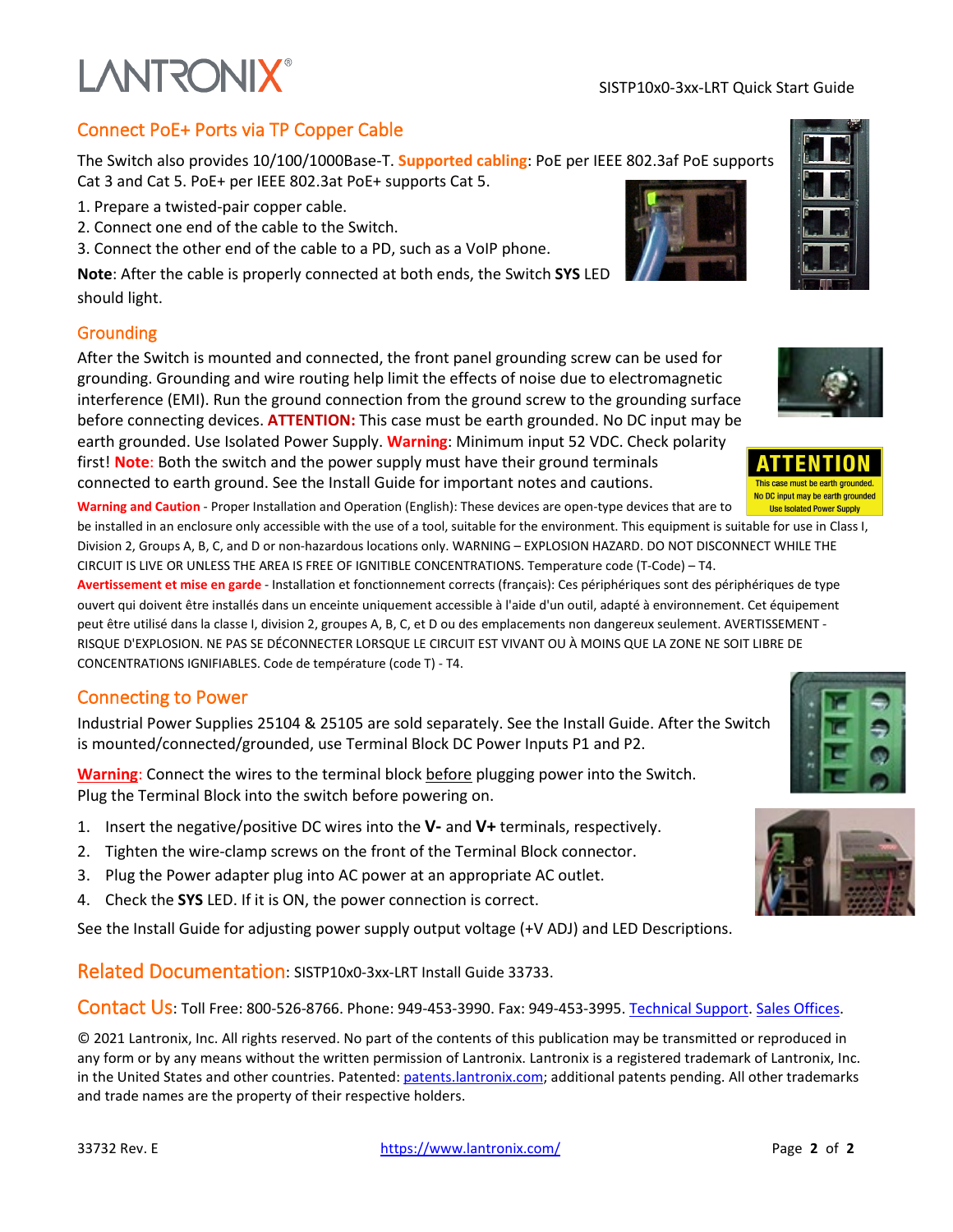## Connect PoE+ Ports via TP Copper Cable

The Switch also provides 10/100/1000Base-T. **Supported cabling**: PoE per IEEE 802.3af PoE supports Cat 3 and Cat 5. PoE+ per IEEE 802.3at PoE+ supports Cat 5.

1. Prepare a twisted-pair copper cable.
2. Connect one end of the cable to the Switch.
3. Connect the other end of the cable to a PD, such as a VoIP phone.

**Note**: After the cable is properly connected at both ends, the Switch **SYS** LED should light.

## Grounding

After the Switch is mounted and connected, the front panel grounding screw can be used for grounding. Grounding and wire routing help limit the effects of noise due to electromagnetic interference (EMI). Run the ground connection from the ground screw to the grounding surface before connecting devices. **ATTENTION:** This case must be earth grounded. No DC input may be earth grounded. Use Isolated Power Supply. **Warning**: Minimum input 52 VDC. Check polarity first! **Note**: Both the switch and the power supply must have their ground terminals connected to earth ground. See the Install Guide for important notes and cautions.

ATTENTION
This case must be earth grounded.
No DC input may be earth grounded
Use Isolated Power Supply

**Warning and Caution** - Proper Installation and Operation (English): These devices are open-type devices that are to be installed in an enclosure only accessible with the use of a tool, suitable for the environment. This equipment is suitable for use in Class I, Division 2, Groups A, B, C, and D or non-hazardous locations only. WARNING – EXPLOSION HAZARD. DO NOT DISCONNECT WHILE THE CIRCUIT IS LIVE OR UNLESS THE AREA IS FREE OF IGNITIBLE CONCENTRATIONS. Temperature code (T-Code) – T4.

**Avertissement et mise en garde** - Installation et fonctionnement corrects (français): Ces périphériques sont des périphériques de type ouvert qui doivent être installés dans un enceinte uniquement accessible à l'aide d'un outil, adapté à environnement. Cet équipement peut être utilisé dans la classe I, division 2, groupes A, B, C, et D ou des emplacements non dangereux seulement. AVERTISSEMENT - RISQUE D'EXPLOSION. NE PAS SE DÉCONNECTER LORSQUE LE CIRCUIT EST VIVANT OU À MOINS QUE LA ZONE NE SOIT LIBRE DE CONCENTRATIONS IGNIFIABLES. Code de température (code T) - T4.

## Connecting to Power

Industrial Power Supplies 25104 & 25105 are sold separately. See the Install Guide. After the Switch is mounted/connected/grounded, use Terminal Block DC Power Inputs P1 and P2.

**Warning**: Connect the wires to the terminal block before plugging power into the Switch. Plug the Terminal Block into the switch before powering on.

1. Insert the negative/positive DC wires into the **V-** and **V+** terminals, respectively.
2. Tighten the wire-clamp screws on the front of the Terminal Block connector.
3. Plug the Power adapter plug into AC power at an appropriate AC outlet.
4. Check the **SYS** LED. If it is ON, the power connection is correct.

See the Install Guide for adjusting power supply output voltage (+V ADJ) and LED Descriptions.

## Related Documentation: SISTP10x0-3xx-LRT Install Guide 33733.

## Contact Us: Toll Free: 800-526-8766. Phone: 949-453-3990. Fax: 949-453-3995. Technical Support. Sales Offices.

© 2021 Lantronix, Inc. All rights reserved. No part of the contents of this publication may be transmitted or reproduced in any form or by any means without the written permission of Lantronix. Lantronix is a registered trademark of Lantronix, Inc. in the United States and other countries. Patented: patents.lantronix.com; additional patents pending. All other trademarks and trade names are the property of their respective holders.

33732 Rev. E https://www.lantronix.com/